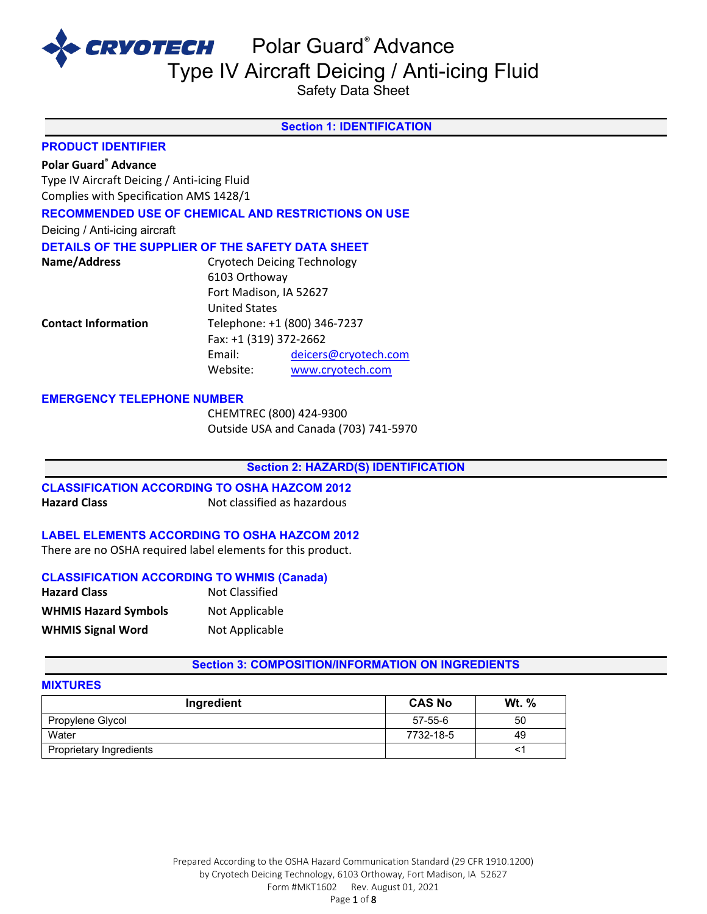# Polar Guard® Advance

# Type IV Aircraft Deicing / Anti-icing Fluid

Safety Data Sheet

## Section 1: IDENTIFICATION

### PRODUCT IDENTIFIER

**Polar Guard® Advance**
Type IV Aircraft Deicing / Anti-icing Fluid
Complies with Specification AMS 1428/1

### RECOMMENDED USE OF CHEMICAL AND RESTRICTIONS ON USE

Deicing / Anti-icing aircraft

### DETAILS OF THE SUPPLIER OF THE SAFETY DATA SHEET

**Name/Address**
Cryotech Deicing Technology
6103 Orthoway
Fort Madison, IA 52627
United States

**Contact Information**
Telephone: +1 (800) 346-7237
Fax: +1 (319) 372-2662
Email: deicers@cryotech.com
Website: www.cryotech.com

### EMERGENCY TELEPHONE NUMBER

CHEMTREC (800) 424-9300
Outside USA and Canada (703) 741-5970

## Section 2: HAZARD(S) IDENTIFICATION

### CLASSIFICATION ACCORDING TO OSHA HAZCOM 2012

**Hazard Class** Not classified as hazardous

### LABEL ELEMENTS ACCORDING TO OSHA HAZCOM 2012

There are no OSHA required label elements for this product.

### CLASSIFICATION ACCORDING TO WHMIS (Canada)

**Hazard Class** Not Classified

**WHMIS Hazard Symbols** Not Applicable

**WHMIS Signal Word** Not Applicable

## Section 3: COMPOSITION/INFORMATION ON INGREDIENTS

### MIXTURES

| Ingredient | CAS No | Wt. % |
|---|---|---|
| Propylene Glycol | 57-55-6 | 50 |
| Water | 7732-18-5 | 49 |
| Proprietary Ingredients | | <1 |

Prepared According to the OSHA Hazard Communication Standard (29 CFR 1910.1200)
by Cryotech Deicing Technology, 6103 Orthoway, Fort Madison, IA 52627
Form #MKT1602 Rev. August 01, 2021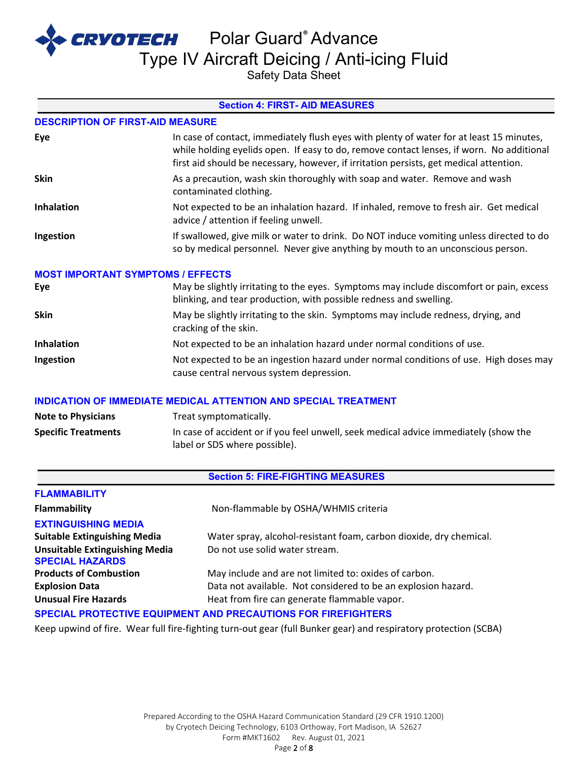## Section 4: FIRST- AID MEASURES

### DESCRIPTION OF FIRST-AID MEASURE

| | |
|---|---|
| **Eye** | In case of contact, immediately flush eyes with plenty of water for at least 15 minutes, while holding eyelids open. If easy to do, remove contact lenses, if worn. No additional first aid should be necessary, however, if irritation persists, get medical attention. |
| **Skin** | As a precaution, wash skin thoroughly with soap and water. Remove and wash contaminated clothing. |
| **Inhalation** | Not expected to be an inhalation hazard. If inhaled, remove to fresh air. Get medical advice / attention if feeling unwell. |
| **Ingestion** | If swallowed, give milk or water to drink. Do NOT induce vomiting unless directed to do so by medical personnel. Never give anything by mouth to an unconscious person. |

### MOST IMPORTANT SYMPTOMS / EFFECTS

| | |
|---|---|
| **Eye** | May be slightly irritating to the eyes. Symptoms may include discomfort or pain, excess blinking, and tear production, with possible redness and swelling. |
| **Skin** | May be slightly irritating to the skin. Symptoms may include redness, drying, and cracking of the skin. |
| **Inhalation** | Not expected to be an inhalation hazard under normal conditions of use. |
| **Ingestion** | Not expected to be an ingestion hazard under normal conditions of use. High doses may cause central nervous system depression. |

### INDICATION OF IMMEDIATE MEDICAL ATTENTION AND SPECIAL TREATMENT

| | |
|---|---|
| **Note to Physicians** | Treat symptomatically. |
| **Specific Treatments** | In case of accident or if you feel unwell, seek medical advice immediately (show the label or SDS where possible). |

## Section 5: FIRE-FIGHTING MEASURES

### FLAMMABILITY

| | |
|---|---|
| **Flammability** | Non-flammable by OSHA/WHMIS criteria |

### EXTINGUISHING MEDIA

| | |
|---|---|
| **Suitable Extinguishing Media** | Water spray, alcohol-resistant foam, carbon dioxide, dry chemical. |
| **Unsuitable Extinguishing Media** | Do not use solid water stream. |

### SPECIAL HAZARDS

| | |
|---|---|
| **Products of Combustion** | May include and are not limited to: oxides of carbon. |
| **Explosion Data** | Data not available. Not considered to be an explosion hazard. |
| **Unusual Fire Hazards** | Heat from fire can generate flammable vapor. |

### SPECIAL PROTECTIVE EQUIPMENT AND PRECAUTIONS FOR FIREFIGHTERS

Keep upwind of fire. Wear full fire-fighting turn-out gear (full Bunker gear) and respiratory protection (SCBA)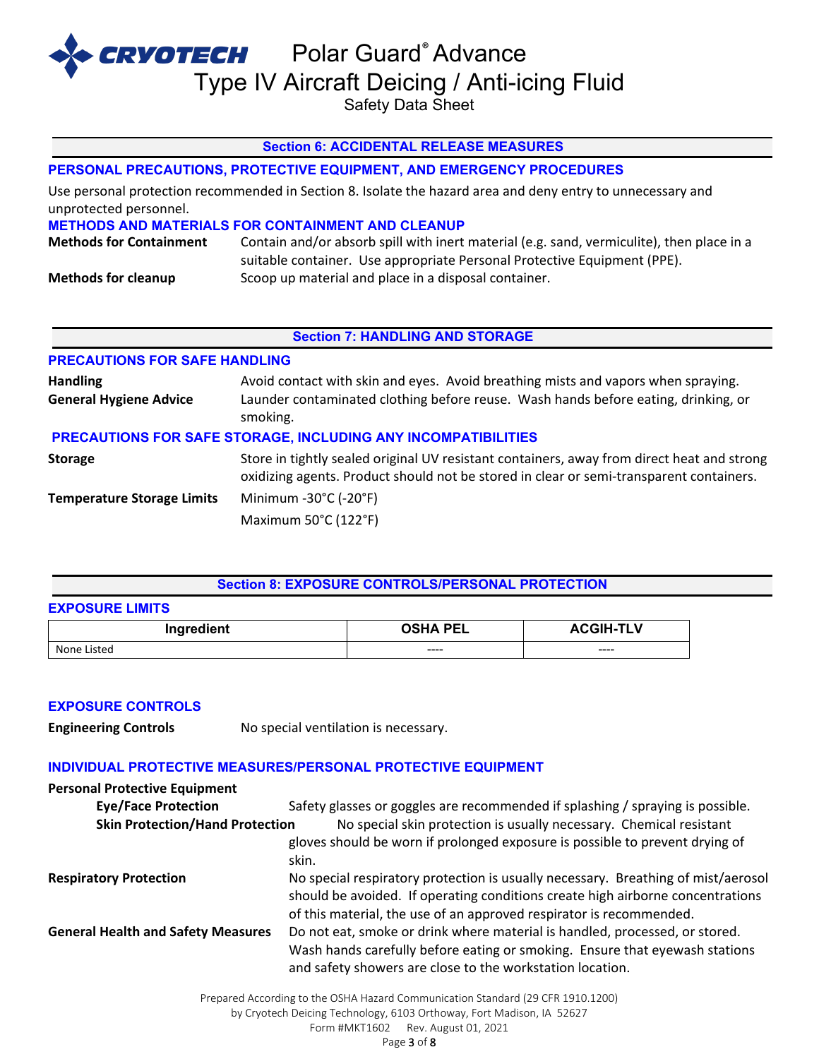## Section 6: ACCIDENTAL RELEASE MEASURES

### PERSONAL PRECAUTIONS, PROTECTIVE EQUIPMENT, AND EMERGENCY PROCEDURES

Use personal protection recommended in Section 8. Isolate the hazard area and deny entry to unnecessary and unprotected personnel.

### METHODS AND MATERIALS FOR CONTAINMENT AND CLEANUP

**Methods for Containment** Contain and/or absorb spill with inert material (e.g. sand, vermiculite), then place in a suitable container. Use appropriate Personal Protective Equipment (PPE).

**Methods for cleanup** Scoop up material and place in a disposal container.

## Section 7: HANDLING AND STORAGE

### PRECAUTIONS FOR SAFE HANDLING

**Handling** Avoid contact with skin and eyes. Avoid breathing mists and vapors when spraying.

**General Hygiene Advice** Launder contaminated clothing before reuse. Wash hands before eating, drinking, or smoking.

### PRECAUTIONS FOR SAFE STORAGE, INCLUDING ANY INCOMPATIBILITIES

**Storage** Store in tightly sealed original UV resistant containers, away from direct heat and strong oxidizing agents. Product should not be stored in clear or semi-transparent containers.

**Temperature Storage Limits** Minimum -30°C (-20°F)

Maximum 50°C (122°F)

## Section 8: EXPOSURE CONTROLS/PERSONAL PROTECTION

### EXPOSURE LIMITS

| Ingredient | OSHA PEL | ACGIH-TLV |
|---|---|---|
| None Listed | ---- | ---- |

### EXPOSURE CONTROLS

**Engineering Controls** No special ventilation is necessary.

### INDIVIDUAL PROTECTIVE MEASURES/PERSONAL PROTECTIVE EQUIPMENT

**Personal Protective Equipment**

**Eye/Face Protection** Safety glasses or goggles are recommended if splashing / spraying is possible.

**Skin Protection/Hand Protection** No special skin protection is usually necessary. Chemical resistant gloves should be worn if prolonged exposure is possible to prevent drying of skin.

**Respiratory Protection** No special respiratory protection is usually necessary. Breathing of mist/aerosol should be avoided. If operating conditions create high airborne concentrations of this material, the use of an approved respirator is recommended.

**General Health and Safety Measures** Do not eat, smoke or drink where material is handled, processed, or stored. Wash hands carefully before eating or smoking. Ensure that eyewash stations and safety showers are close to the workstation location.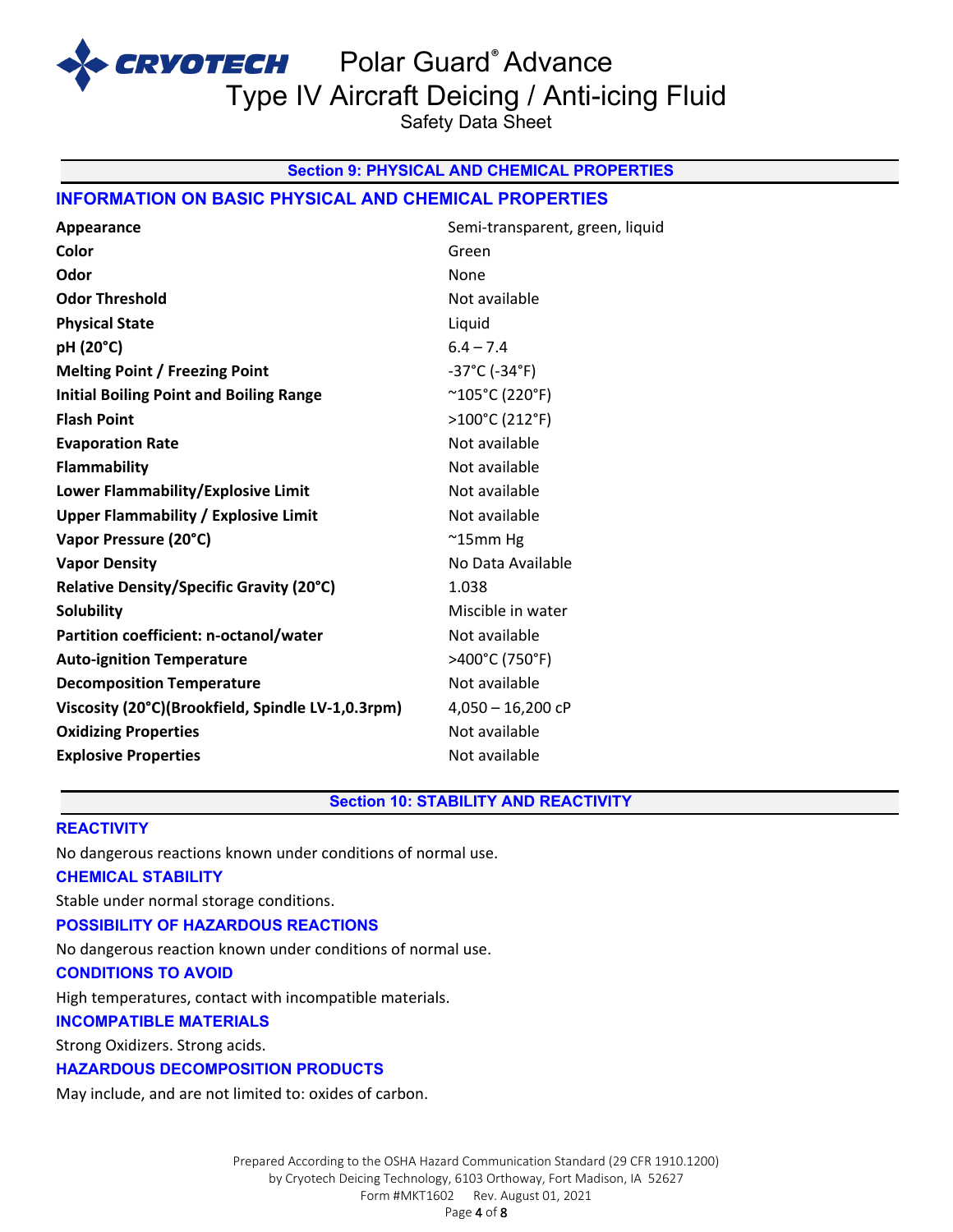## Section 9: PHYSICAL AND CHEMICAL PROPERTIES

### INFORMATION ON BASIC PHYSICAL AND CHEMICAL PROPERTIES

| Property | Value |
|---|---|
| **Appearance** | Semi-transparent, green, liquid |
| **Color** | Green |
| **Odor** | None |
| **Odor Threshold** | Not available |
| **Physical State** | Liquid |
| **pH (20°C)** | 6.4 – 7.4 |
| **Melting Point / Freezing Point** | -37°C (-34°F) |
| **Initial Boiling Point and Boiling Range** | ~105°C (220°F) |
| **Flash Point** | >100°C (212°F) |
| **Evaporation Rate** | Not available |
| **Flammability** | Not available |
| **Lower Flammability/Explosive Limit** | Not available |
| **Upper Flammability / Explosive Limit** | Not available |
| **Vapor Pressure (20°C)** | ~15mm Hg |
| **Vapor Density** | No Data Available |
| **Relative Density/Specific Gravity (20°C)** | 1.038 |
| **Solubility** | Miscible in water |
| **Partition coefficient: n-octanol/water** | Not available |
| **Auto-ignition Temperature** | >400°C (750°F) |
| **Decomposition Temperature** | Not available |
| **Viscosity (20°C)(Brookfield, Spindle LV-1,0.3rpm)** | 4,050 – 16,200 cP |
| **Oxidizing Properties** | Not available |
| **Explosive Properties** | Not available |

## Section 10: STABILITY AND REACTIVITY

### REACTIVITY

No dangerous reactions known under conditions of normal use.

### CHEMICAL STABILITY

Stable under normal storage conditions.

### POSSIBILITY OF HAZARDOUS REACTIONS

No dangerous reaction known under conditions of normal use.

### CONDITIONS TO AVOID

High temperatures, contact with incompatible materials.

### INCOMPATIBLE MATERIALS

Strong Oxidizers. Strong acids.

### HAZARDOUS DECOMPOSITION PRODUCTS

May include, and are not limited to: oxides of carbon.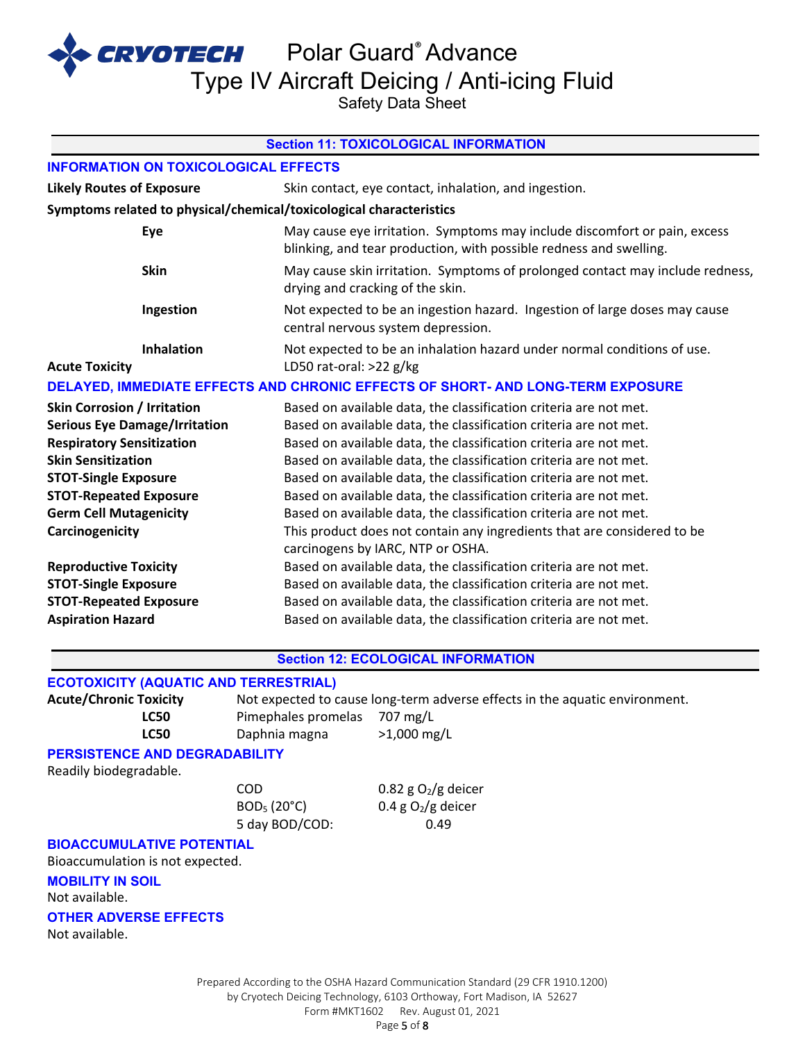## Section 11: TOXICOLOGICAL INFORMATION

### INFORMATION ON TOXICOLOGICAL EFFECTS

**Likely Routes of Exposure** Skin contact, eye contact, inhalation, and ingestion.

**Symptoms related to physical/chemical/toxicological characteristics**

| | |
|---|---|
| **Eye** | May cause eye irritation. Symptoms may include discomfort or pain, excess blinking, and tear production, with possible redness and swelling. |
| **Skin** | May cause skin irritation. Symptoms of prolonged contact may include redness, drying and cracking of the skin. |
| **Ingestion** | Not expected to be an ingestion hazard. Ingestion of large doses may cause central nervous system depression. |
| **Inhalation** | Not expected to be an inhalation hazard under normal conditions of use. |

**Acute Toxicity** LD50 rat-oral: >22 g/kg

### DELAYED, IMMEDIATE EFFECTS AND CHRONIC EFFECTS OF SHORT- AND LONG-TERM EXPOSURE

| | |
|---|---|
| **Skin Corrosion / Irritation** | Based on available data, the classification criteria are not met. |
| **Serious Eye Damage/Irritation** | Based on available data, the classification criteria are not met. |
| **Respiratory Sensitization** | Based on available data, the classification criteria are not met. |
| **Skin Sensitization** | Based on available data, the classification criteria are not met. |
| **STOT-Single Exposure** | Based on available data, the classification criteria are not met. |
| **STOT-Repeated Exposure** | Based on available data, the classification criteria are not met. |
| **Germ Cell Mutagenicity** | Based on available data, the classification criteria are not met. |
| **Carcinogenicity** | This product does not contain any ingredients that are considered to be carcinogens by IARC, NTP or OSHA. |
| **Reproductive Toxicity** | Based on available data, the classification criteria are not met. |
| **STOT-Single Exposure** | Based on available data, the classification criteria are not met. |
| **STOT-Repeated Exposure** | Based on available data, the classification criteria are not met. |
| **Aspiration Hazard** | Based on available data, the classification criteria are not met. |

## Section 12: ECOLOGICAL INFORMATION

### ECOTOXICITY (AQUATIC AND TERRESTRIAL)

**Acute/Chronic Toxicity** Not expected to cause long-term adverse effects in the aquatic environment.

| | | |
|---|---|---|
| **LC50** | Pimephales promelas | 707 mg/L |
| **LC50** | Daphnia magna | >1,000 mg/L |

### PERSISTENCE AND DEGRADABILITY

Readily biodegradable.

| | |
|---|---|
| COD | 0.82 g $O_2$/g deicer |
| $BOD_5$ (20°C) | 0.4 g $O_2$/g deicer |
| 5 day BOD/COD: | 0.49 |

### BIOACCUMULATIVE POTENTIAL

Bioaccumulation is not expected.

### MOBILITY IN SOIL

Not available.

### OTHER ADVERSE EFFECTS

Not available.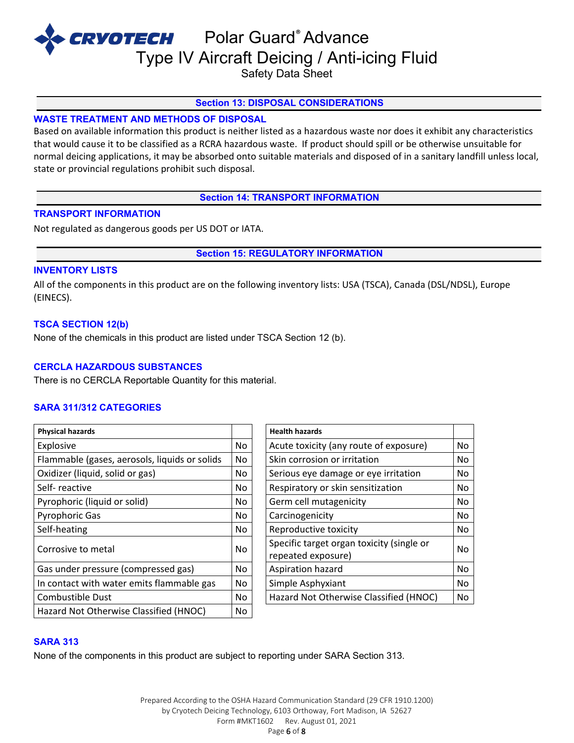## Section 13: DISPOSAL CONSIDERATIONS

### WASTE TREATMENT AND METHODS OF DISPOSAL

Based on available information this product is neither listed as a hazardous waste nor does it exhibit any characteristics that would cause it to be classified as a RCRA hazardous waste. If product should spill or be otherwise unsuitable for normal deicing applications, it may be absorbed onto suitable materials and disposed of in a sanitary landfill unless local, state or provincial regulations prohibit such disposal.

## Section 14: TRANSPORT INFORMATION

### TRANSPORT INFORMATION

Not regulated as dangerous goods per US DOT or IATA.

## Section 15: REGULATORY INFORMATION

### INVENTORY LISTS

All of the components in this product are on the following inventory lists: USA (TSCA), Canada (DSL/NDSL), Europe (EINECS).

### TSCA SECTION 12(b)

None of the chemicals in this product are listed under TSCA Section 12 (b).

### CERCLA HAZARDOUS SUBSTANCES

There is no CERCLA Reportable Quantity for this material.

### SARA 311/312 CATEGORIES

| Physical hazards | |
|---|---|
| Explosive | No |
| Flammable (gases, aerosols, liquids or solids | No |
| Oxidizer (liquid, solid or gas) | No |
| Self- reactive | No |
| Pyrophoric (liquid or solid) | No |
| Pyrophoric Gas | No |
| Self-heating | No |
| Corrosive to metal | No |
| Gas under pressure (compressed gas) | No |
| In contact with water emits flammable gas | No |
| Combustible Dust | No |
| Hazard Not Otherwise Classified (HNOC) | No |

| Health hazards | |
|---|---|
| Acute toxicity (any route of exposure) | No |
| Skin corrosion or irritation | No |
| Serious eye damage or eye irritation | No |
| Respiratory or skin sensitization | No |
| Germ cell mutagenicity | No |
| Carcinogenicity | No |
| Reproductive toxicity | No |
| Specific target organ toxicity (single or repeated exposure) | No |
| Aspiration hazard | No |
| Simple Asphyxiant | No |
| Hazard Not Otherwise Classified (HNOC) | No |

### SARA 313

None of the components in this product are subject to reporting under SARA Section 313.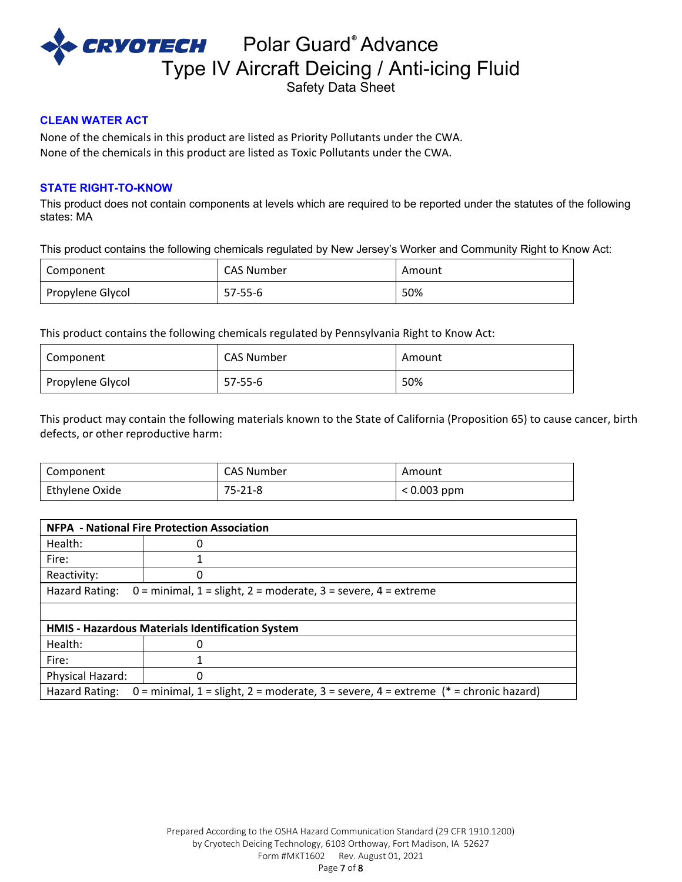### CLEAN WATER ACT

None of the chemicals in this product are listed as Priority Pollutants under the CWA.
None of the chemicals in this product are listed as Toxic Pollutants under the CWA.

### STATE RIGHT-TO-KNOW

This product does not contain components at levels which are required to be reported under the statutes of the following states: MA

This product contains the following chemicals regulated by New Jersey's Worker and Community Right to Know Act:

| Component | CAS Number | Amount |
|---|---|---|
| Propylene Glycol | 57-55-6 | 50% |

This product contains the following chemicals regulated by Pennsylvania Right to Know Act:

| Component | CAS Number | Amount |
|---|---|---|
| Propylene Glycol | 57-55-6 | 50% |

This product may contain the following materials known to the State of California (Proposition 65) to cause cancer, birth defects, or other reproductive harm:

| Component | CAS Number | Amount |
|---|---|---|
| Ethylene Oxide | 75-21-8 | < 0.003 ppm |

| NFPA - National Fire Protection Association | |
|---|---|
| Health: | 0 |
| Fire: | 1 |
| Reactivity: | 0 |
| Hazard Rating: | 0 = minimal, 1 = slight, 2 = moderate, 3 = severe, 4 = extreme |

| HMIS - Hazardous Materials Identification System | |
|---|---|
| Health: | 0 |
| Fire: | 1 |
| Physical Hazard: | 0 |
| Hazard Rating: | 0 = minimal, 1 = slight, 2 = moderate, 3 = severe, 4 = extreme (* = chronic hazard) |

Prepared According to the OSHA Hazard Communication Standard (29 CFR 1910.1200)
by Cryotech Deicing Technology, 6103 Orthoway, Fort Madison, IA 52627
Form #MKT1602 Rev. August 01, 2021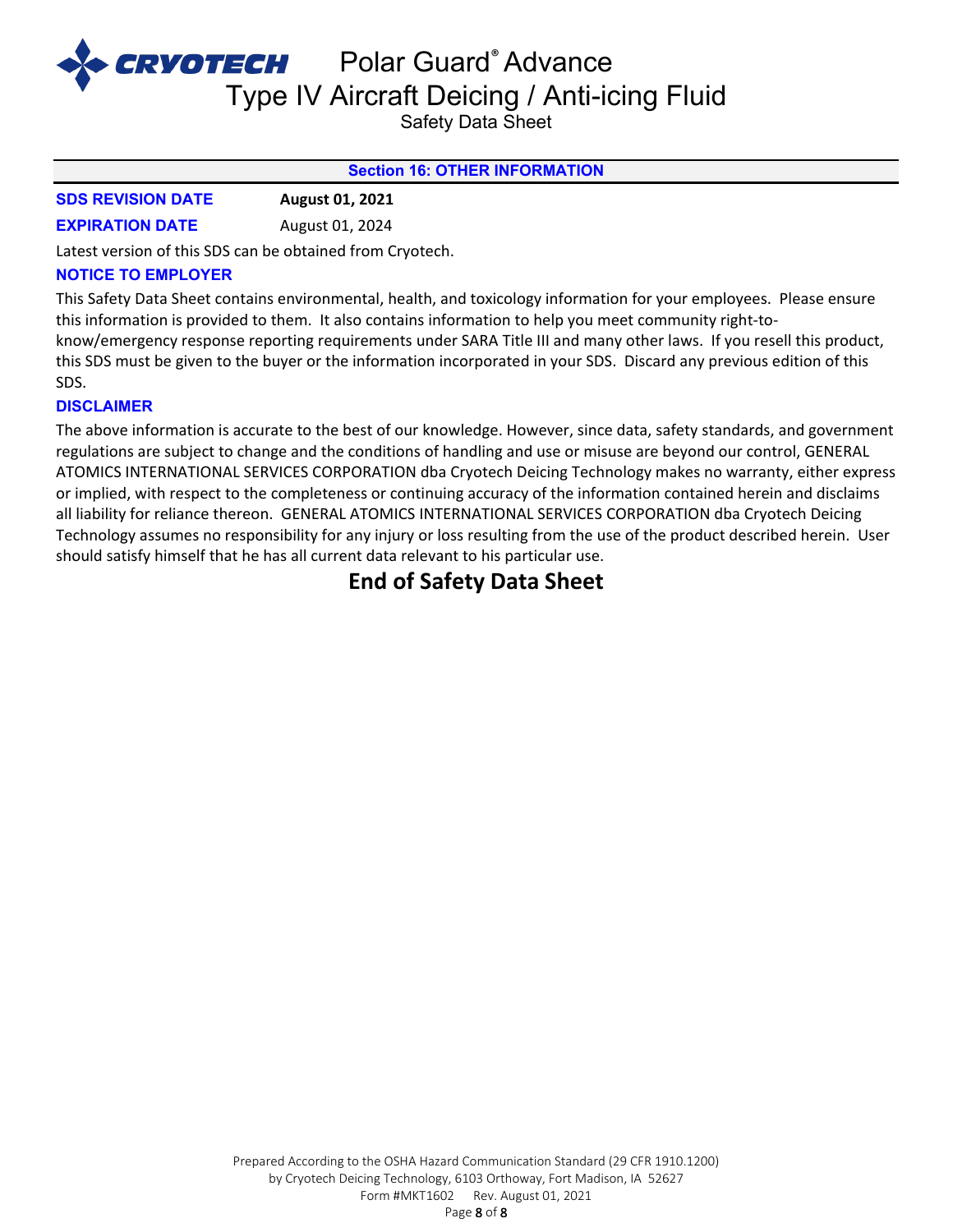## Section 16: OTHER INFORMATION

**SDS REVISION DATE** **August 01, 2021**

**EXPIRATION DATE** August 01, 2024

Latest version of this SDS can be obtained from Cryotech.

### NOTICE TO EMPLOYER

This Safety Data Sheet contains environmental, health, and toxicology information for your employees. Please ensure this information is provided to them. It also contains information to help you meet community right-to-know/emergency response reporting requirements under SARA Title III and many other laws. If you resell this product, this SDS must be given to the buyer or the information incorporated in your SDS. Discard any previous edition of this SDS.

### DISCLAIMER

The above information is accurate to the best of our knowledge. However, since data, safety standards, and government regulations are subject to change and the conditions of handling and use or misuse are beyond our control, GENERAL ATOMICS INTERNATIONAL SERVICES CORPORATION dba Cryotech Deicing Technology makes no warranty, either express or implied, with respect to the completeness or continuing accuracy of the information contained herein and disclaims all liability for reliance thereon. GENERAL ATOMICS INTERNATIONAL SERVICES CORPORATION dba Cryotech Deicing Technology assumes no responsibility for any injury or loss resulting from the use of the product described herein. User should satisfy himself that he has all current data relevant to his particular use.

**End of Safety Data Sheet**